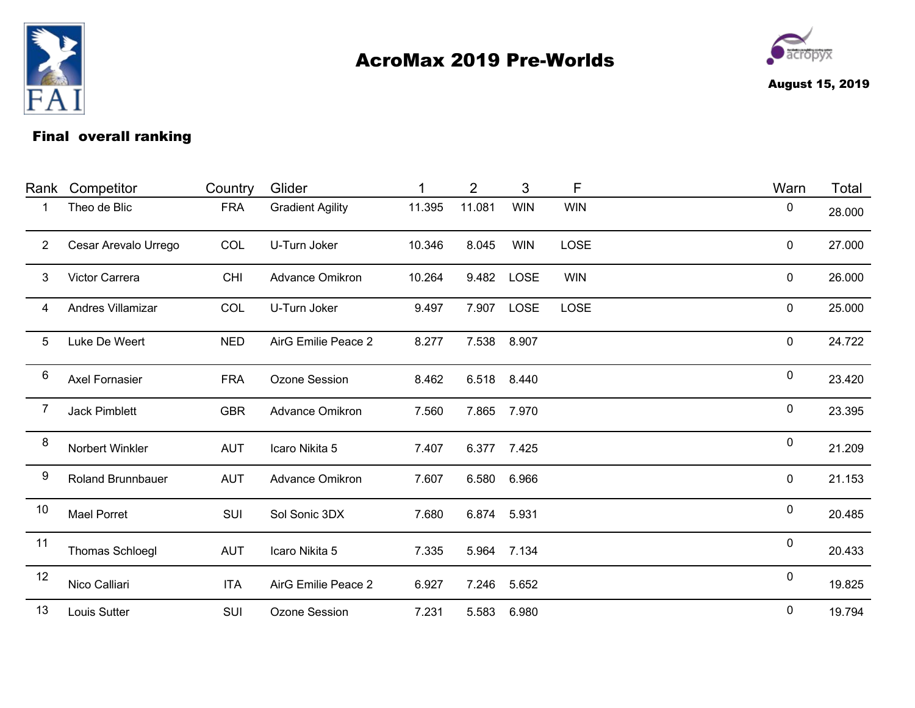# AcroMax 2019 Pre-Worlds

**August 15, 2019**

## Final overall ranking

| Rank | Competitor | Country | Glider | 1 | 2 | 3 | F | Warn | Total |
|---|---|---|---|---|---|---|---|---|---|
| 1 | Theo de Blic | FRA | Gradient Agility | 11.395 | 11.081 | WIN | WIN | 0 | 28.000 |
| 2 | Cesar Arevalo Urrego | COL | U-Turn Joker | 10.346 | 8.045 | WIN | LOSE | 0 | 27.000 |
| 3 | Victor Carrera | CHI | Advance Omikron | 10.264 | 9.482 | LOSE | WIN | 0 | 26.000 |
| 4 | Andres Villamizar | COL | U-Turn Joker | 9.497 | 7.907 | LOSE | LOSE | 0 | 25.000 |
| 5 | Luke De Weert | NED | AirG Emilie Peace 2 | 8.277 | 7.538 | 8.907 | | 0 | 24.722 |
| 6 | Axel Fornasier | FRA | Ozone Session | 8.462 | 6.518 | 8.440 | | 0 | 23.420 |
| 7 | Jack Pimblett | GBR | Advance Omikron | 7.560 | 7.865 | 7.970 | | 0 | 23.395 |
| 8 | Norbert Winkler | AUT | Icaro Nikita 5 | 7.407 | 6.377 | 7.425 | | 0 | 21.209 |
| 9 | Roland Brunnbauer | AUT | Advance Omikron | 7.607 | 6.580 | 6.966 | | 0 | 21.153 |
| 10 | Mael Porret | SUI | Sol Sonic 3DX | 7.680 | 6.874 | 5.931 | | 0 | 20.485 |
| 11 | Thomas Schloegl | AUT | Icaro Nikita 5 | 7.335 | 5.964 | 7.134 | | 0 | 20.433 |
| 12 | Nico Calliari | ITA | AirG Emilie Peace 2 | 6.927 | 7.246 | 5.652 | | 0 | 19.825 |
| 13 | Louis Sutter | SUI | Ozone Session | 7.231 | 5.583 | 6.980 | | 0 | 19.794 |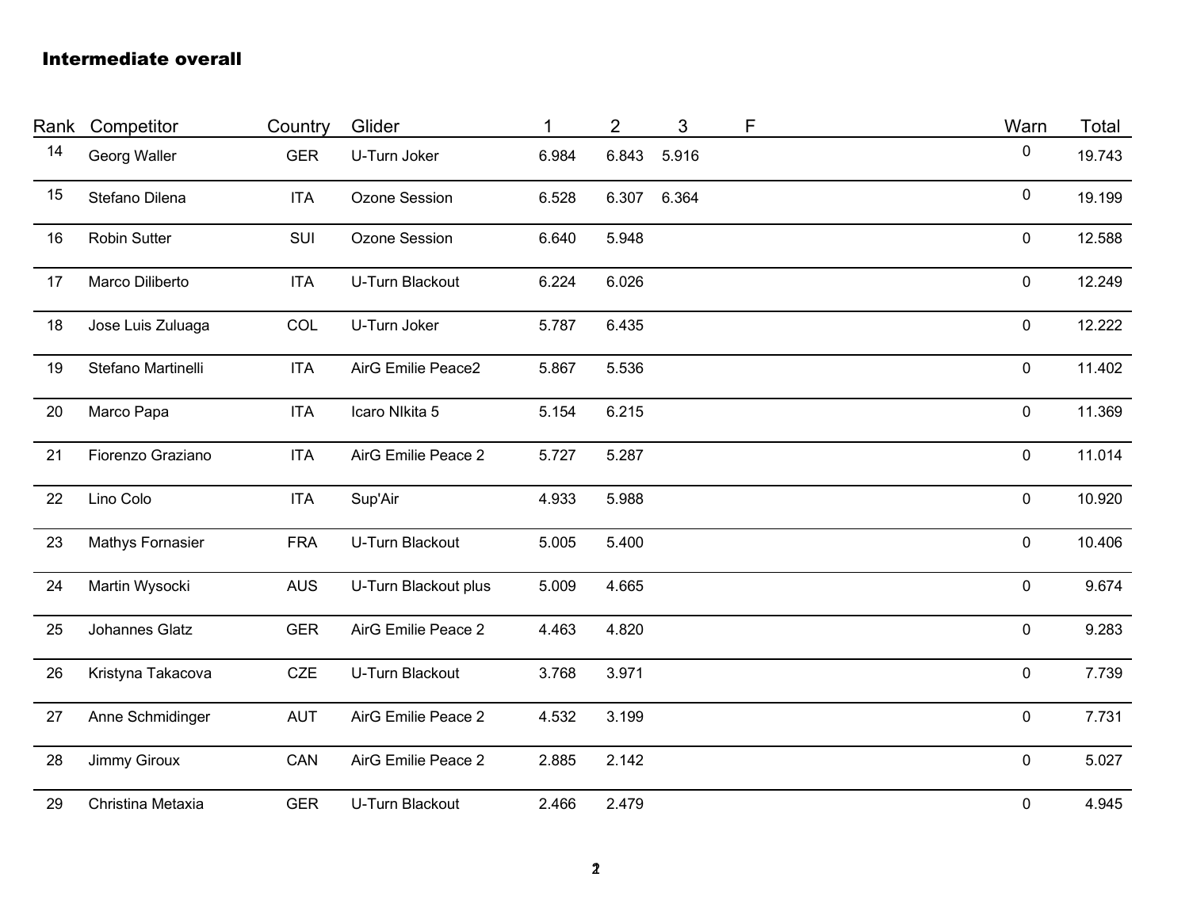## Intermediate overall

| Rank | Competitor | Country | Glider | 1 | 2 | 3 | F | Warn | Total |
|---|---|---|---|---|---|---|---|---|---|
| 14 | Georg Waller | GER | U-Turn Joker | 6.984 | 6.843 | 5.916 | | 0 | 19.743 |
| 15 | Stefano Dilena | ITA | Ozone Session | 6.528 | 6.307 | 6.364 | | 0 | 19.199 |
| 16 | Robin Sutter | SUI | Ozone Session | 6.640 | 5.948 | | | 0 | 12.588 |
| 17 | Marco Diliberto | ITA | U-Turn Blackout | 6.224 | 6.026 | | | 0 | 12.249 |
| 18 | Jose Luis Zuluaga | COL | U-Turn Joker | 5.787 | 6.435 | | | 0 | 12.222 |
| 19 | Stefano Martinelli | ITA | AirG Emilie Peace2 | 5.867 | 5.536 | | | 0 | 11.402 |
| 20 | Marco Papa | ITA | Icaro NIkita 5 | 5.154 | 6.215 | | | 0 | 11.369 |
| 21 | Fiorenzo Graziano | ITA | AirG Emilie Peace 2 | 5.727 | 5.287 | | | 0 | 11.014 |
| 22 | Lino Colo | ITA | Sup'Air | 4.933 | 5.988 | | | 0 | 10.920 |
| 23 | Mathys Fornasier | FRA | U-Turn Blackout | 5.005 | 5.400 | | | 0 | 10.406 |
| 24 | Martin Wysocki | AUS | U-Turn Blackout plus | 5.009 | 4.665 | | | 0 | 9.674 |
| 25 | Johannes Glatz | GER | AirG Emilie Peace 2 | 4.463 | 4.820 | | | 0 | 9.283 |
| 26 | Kristyna Takacova | CZE | U-Turn Blackout | 3.768 | 3.971 | | | 0 | 7.739 |
| 27 | Anne Schmidinger | AUT | AirG Emilie Peace 2 | 4.532 | 3.199 | | | 0 | 7.731 |
| 28 | Jimmy Giroux | CAN | AirG Emilie Peace 2 | 2.885 | 2.142 | | | 0 | 5.027 |
| 29 | Christina Metaxia | GER | U-Turn Blackout | 2.466 | 2.479 | | | 0 | 4.945 |